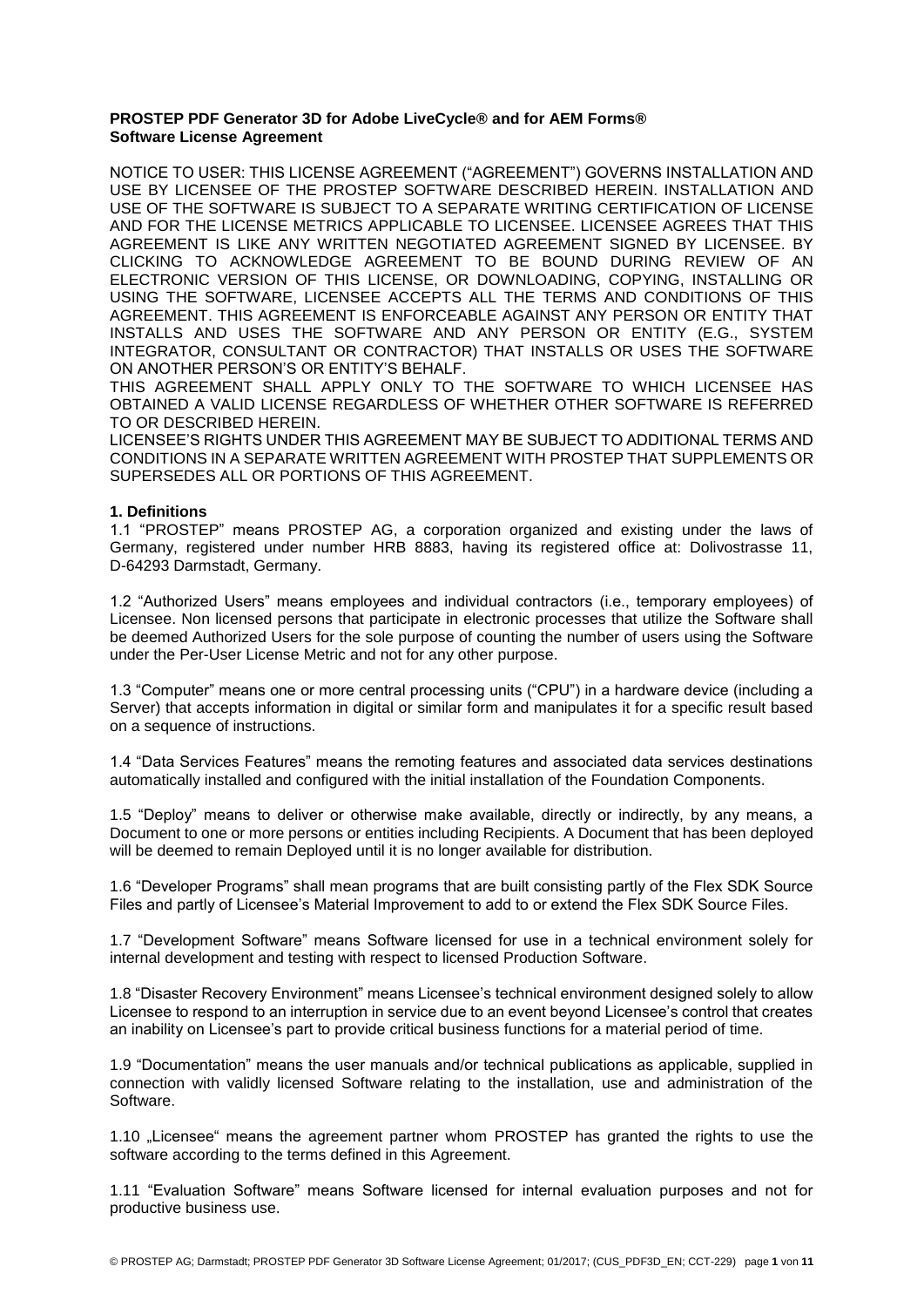**PROSTEP PDF Generator 3D for Adobe LiveCycle® and for AEM Forms®**
**Software License Agreement**

NOTICE TO USER: THIS LICENSE AGREEMENT ("AGREEMENT") GOVERNS INSTALLATION AND USE BY LICENSEE OF THE PROSTEP SOFTWARE DESCRIBED HEREIN. INSTALLATION AND USE OF THE SOFTWARE IS SUBJECT TO A SEPARATE WRITING CERTIFICATION OF LICENSE AND FOR THE LICENSE METRICS APPLICABLE TO LICENSEE. LICENSEE AGREES THAT THIS AGREEMENT IS LIKE ANY WRITTEN NEGOTIATED AGREEMENT SIGNED BY LICENSEE. BY CLICKING TO ACKNOWLEDGE AGREEMENT TO BE BOUND DURING REVIEW OF AN ELECTRONIC VERSION OF THIS LICENSE, OR DOWNLOADING, COPYING, INSTALLING OR USING THE SOFTWARE, LICENSEE ACCEPTS ALL THE TERMS AND CONDITIONS OF THIS AGREEMENT. THIS AGREEMENT IS ENFORCEABLE AGAINST ANY PERSON OR ENTITY THAT INSTALLS AND USES THE SOFTWARE AND ANY PERSON OR ENTITY (E.G., SYSTEM INTEGRATOR, CONSULTANT OR CONTRACTOR) THAT INSTALLS OR USES THE SOFTWARE ON ANOTHER PERSON'S OR ENTITY'S BEHALF.
THIS AGREEMENT SHALL APPLY ONLY TO THE SOFTWARE TO WHICH LICENSEE HAS OBTAINED A VALID LICENSE REGARDLESS OF WHETHER OTHER SOFTWARE IS REFERRED TO OR DESCRIBED HEREIN.
LICENSEE'S RIGHTS UNDER THIS AGREEMENT MAY BE SUBJECT TO ADDITIONAL TERMS AND CONDITIONS IN A SEPARATE WRITTEN AGREEMENT WITH PROSTEP THAT SUPPLEMENTS OR SUPERSEDES ALL OR PORTIONS OF THIS AGREEMENT.

**1. Definitions**
1.1 "PROSTEP" means PROSTEP AG, a corporation organized and existing under the laws of Germany, registered under number HRB 8883, having its registered office at: Dolivostrasse 11, D-64293 Darmstadt, Germany.

1.2 "Authorized Users" means employees and individual contractors (i.e., temporary employees) of Licensee. Non licensed persons that participate in electronic processes that utilize the Software shall be deemed Authorized Users for the sole purpose of counting the number of users using the Software under the Per-User License Metric and not for any other purpose.

1.3 "Computer" means one or more central processing units ("CPU") in a hardware device (including a Server) that accepts information in digital or similar form and manipulates it for a specific result based on a sequence of instructions.

1.4 "Data Services Features" means the remoting features and associated data services destinations automatically installed and configured with the initial installation of the Foundation Components.

1.5 "Deploy" means to deliver or otherwise make available, directly or indirectly, by any means, a Document to one or more persons or entities including Recipients. A Document that has been deployed will be deemed to remain Deployed until it is no longer available for distribution.

1.6 "Developer Programs" shall mean programs that are built consisting partly of the Flex SDK Source Files and partly of Licensee's Material Improvement to add to or extend the Flex SDK Source Files.

1.7 "Development Software" means Software licensed for use in a technical environment solely for internal development and testing with respect to licensed Production Software.

1.8 "Disaster Recovery Environment" means Licensee's technical environment designed solely to allow Licensee to respond to an interruption in service due to an event beyond Licensee's control that creates an inability on Licensee's part to provide critical business functions for a material period of time.

1.9 "Documentation" means the user manuals and/or technical publications as applicable, supplied in connection with validly licensed Software relating to the installation, use and administration of the Software.

1.10 „Licensee" means the agreement partner whom PROSTEP has granted the rights to use the software according to the terms defined in this Agreement.

1.11 "Evaluation Software" means Software licensed for internal evaluation purposes and not for productive business use.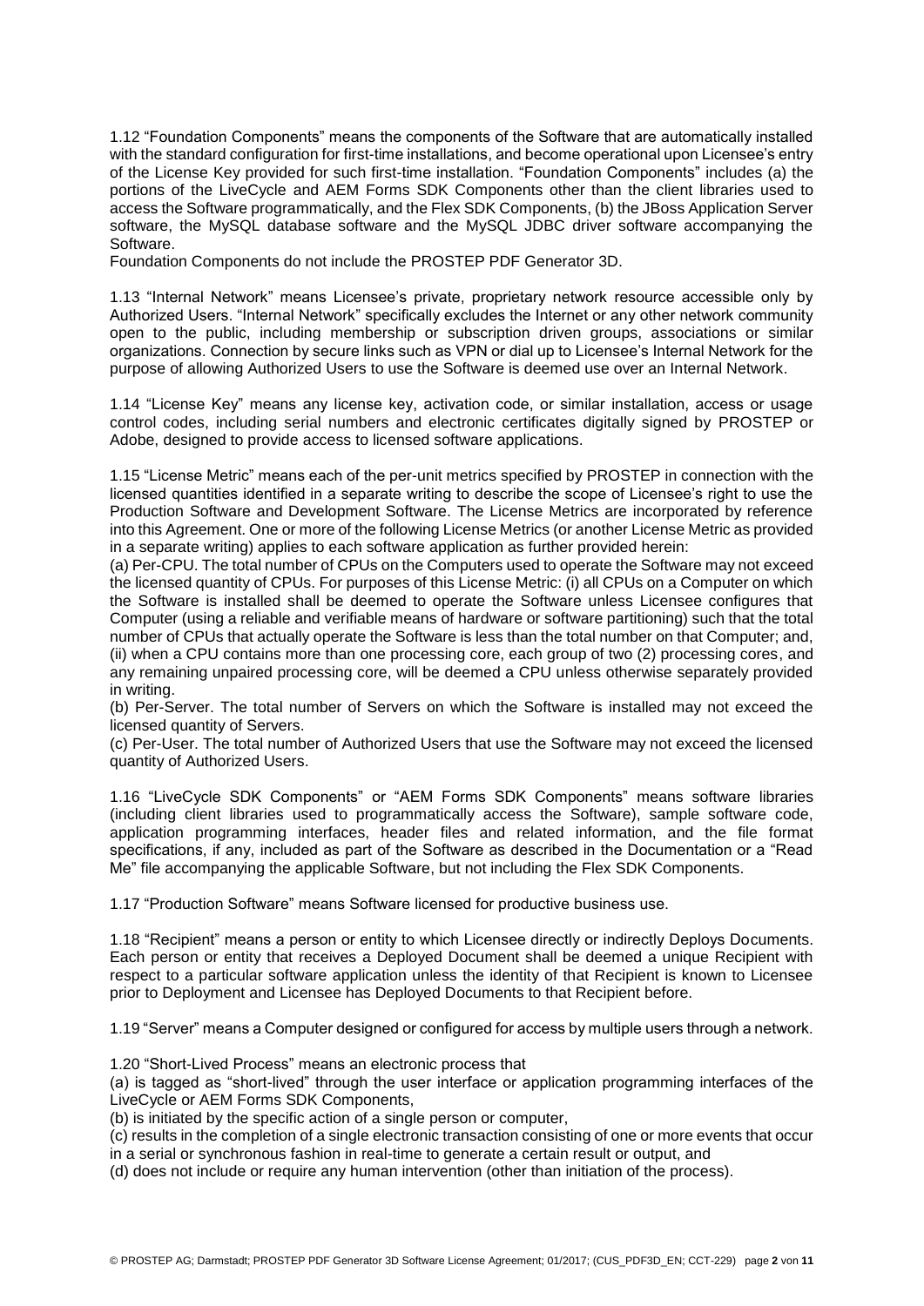1.12 “Foundation Components” means the components of the Software that are automatically installed with the standard configuration for first-time installations, and become operational upon Licensee’s entry of the License Key provided for such first-time installation. “Foundation Components” includes (a) the portions of the LiveCycle and AEM Forms SDK Components other than the client libraries used to access the Software programmatically, and the Flex SDK Components, (b) the JBoss Application Server software, the MySQL database software and the MySQL JDBC driver software accompanying the Software.
Foundation Components do not include the PROSTEP PDF Generator 3D.

1.13 “Internal Network” means Licensee’s private, proprietary network resource accessible only by Authorized Users. “Internal Network” specifically excludes the Internet or any other network community open to the public, including membership or subscription driven groups, associations or similar organizations. Connection by secure links such as VPN or dial up to Licensee’s Internal Network for the purpose of allowing Authorized Users to use the Software is deemed use over an Internal Network.

1.14 “License Key” means any license key, activation code, or similar installation, access or usage control codes, including serial numbers and electronic certificates digitally signed by PROSTEP or Adobe, designed to provide access to licensed software applications.

1.15 “License Metric” means each of the per-unit metrics specified by PROSTEP in connection with the licensed quantities identified in a separate writing to describe the scope of Licensee’s right to use the Production Software and Development Software. The License Metrics are incorporated by reference into this Agreement. One or more of the following License Metrics (or another License Metric as provided in a separate writing) applies to each software application as further provided herein:
(a) Per-CPU. The total number of CPUs on the Computers used to operate the Software may not exceed the licensed quantity of CPUs. For purposes of this License Metric: (i) all CPUs on a Computer on which the Software is installed shall be deemed to operate the Software unless Licensee configures that Computer (using a reliable and verifiable means of hardware or software partitioning) such that the total number of CPUs that actually operate the Software is less than the total number on that Computer; and, (ii) when a CPU contains more than one processing core, each group of two (2) processing cores, and any remaining unpaired processing core, will be deemed a CPU unless otherwise separately provided in writing.
(b) Per-Server. The total number of Servers on which the Software is installed may not exceed the licensed quantity of Servers.
(c) Per-User. The total number of Authorized Users that use the Software may not exceed the licensed quantity of Authorized Users.

1.16 “LiveCycle SDK Components” or “AEM Forms SDK Components” means software libraries (including client libraries used to programmatically access the Software), sample software code, application programming interfaces, header files and related information, and the file format specifications, if any, included as part of the Software as described in the Documentation or a “Read Me” file accompanying the applicable Software, but not including the Flex SDK Components.

1.17 “Production Software” means Software licensed for productive business use.

1.18 “Recipient” means a person or entity to which Licensee directly or indirectly Deploys Documents. Each person or entity that receives a Deployed Document shall be deemed a unique Recipient with respect to a particular software application unless the identity of that Recipient is known to Licensee prior to Deployment and Licensee has Deployed Documents to that Recipient before.

1.19 “Server” means a Computer designed or configured for access by multiple users through a network.

1.20 “Short-Lived Process” means an electronic process that
(a) is tagged as “short-lived” through the user interface or application programming interfaces of the LiveCycle or AEM Forms SDK Components,
(b) is initiated by the specific action of a single person or computer,
(c) results in the completion of a single electronic transaction consisting of one or more events that occur in a serial or synchronous fashion in real-time to generate a certain result or output, and
(d) does not include or require any human intervention (other than initiation of the process).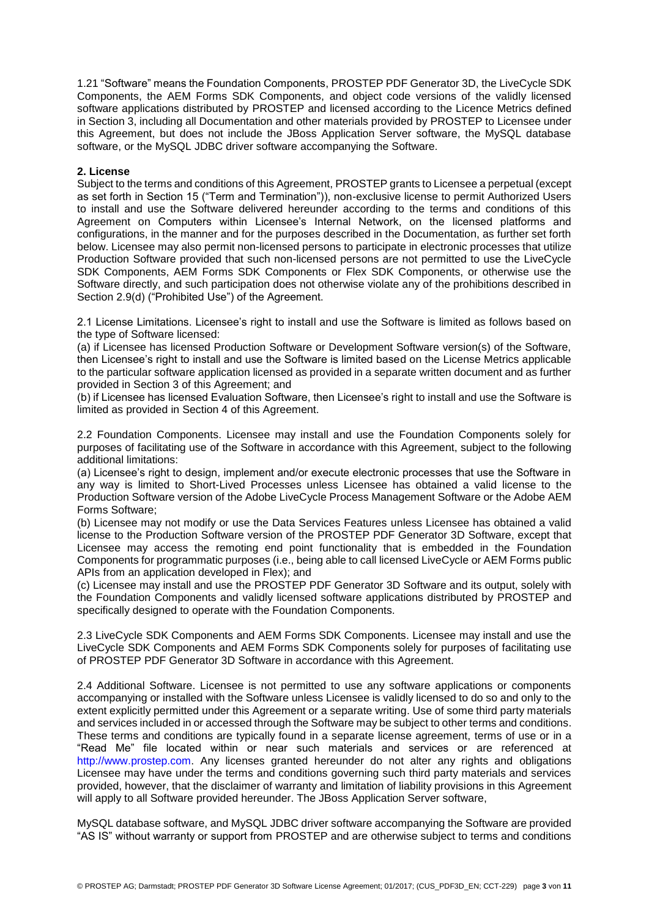1.21 "Software" means the Foundation Components, PROSTEP PDF Generator 3D, the LiveCycle SDK Components, the AEM Forms SDK Components, and object code versions of the validly licensed software applications distributed by PROSTEP and licensed according to the Licence Metrics defined in Section 3, including all Documentation and other materials provided by PROSTEP to Licensee under this Agreement, but does not include the JBoss Application Server software, the MySQL database software, or the MySQL JDBC driver software accompanying the Software.

**2. License**

Subject to the terms and conditions of this Agreement, PROSTEP grants to Licensee a perpetual (except as set forth in Section 15 ("Term and Termination")), non-exclusive license to permit Authorized Users to install and use the Software delivered hereunder according to the terms and conditions of this Agreement on Computers within Licensee's Internal Network, on the licensed platforms and configurations, in the manner and for the purposes described in the Documentation, as further set forth below. Licensee may also permit non-licensed persons to participate in electronic processes that utilize Production Software provided that such non-licensed persons are not permitted to use the LiveCycle SDK Components, AEM Forms SDK Components or Flex SDK Components, or otherwise use the Software directly, and such participation does not otherwise violate any of the prohibitions described in Section 2.9(d) ("Prohibited Use") of the Agreement.

2.1 License Limitations. Licensee's right to install and use the Software is limited as follows based on the type of Software licensed:

(a) if Licensee has licensed Production Software or Development Software version(s) of the Software, then Licensee's right to install and use the Software is limited based on the License Metrics applicable to the particular software application licensed as provided in a separate written document and as further provided in Section 3 of this Agreement; and

(b) if Licensee has licensed Evaluation Software, then Licensee's right to install and use the Software is limited as provided in Section 4 of this Agreement.

2.2 Foundation Components. Licensee may install and use the Foundation Components solely for purposes of facilitating use of the Software in accordance with this Agreement, subject to the following additional limitations:

(a) Licensee's right to design, implement and/or execute electronic processes that use the Software in any way is limited to Short-Lived Processes unless Licensee has obtained a valid license to the Production Software version of the Adobe LiveCycle Process Management Software or the Adobe AEM Forms Software;

(b) Licensee may not modify or use the Data Services Features unless Licensee has obtained a valid license to the Production Software version of the PROSTEP PDF Generator 3D Software, except that Licensee may access the remoting end point functionality that is embedded in the Foundation Components for programmatic purposes (i.e., being able to call licensed LiveCycle or AEM Forms public APIs from an application developed in Flex); and

(c) Licensee may install and use the PROSTEP PDF Generator 3D Software and its output, solely with the Foundation Components and validly licensed software applications distributed by PROSTEP and specifically designed to operate with the Foundation Components.

2.3 LiveCycle SDK Components and AEM Forms SDK Components. Licensee may install and use the LiveCycle SDK Components and AEM Forms SDK Components solely for purposes of facilitating use of PROSTEP PDF Generator 3D Software in accordance with this Agreement.

2.4 Additional Software. Licensee is not permitted to use any software applications or components accompanying or installed with the Software unless Licensee is validly licensed to do so and only to the extent explicitly permitted under this Agreement or a separate writing. Use of some third party materials and services included in or accessed through the Software may be subject to other terms and conditions. These terms and conditions are typically found in a separate license agreement, terms of use or in a "Read Me" file located within or near such materials and services or are referenced at http://www.prostep.com. Any licenses granted hereunder do not alter any rights and obligations Licensee may have under the terms and conditions governing such third party materials and services provided, however, that the disclaimer of warranty and limitation of liability provisions in this Agreement will apply to all Software provided hereunder. The JBoss Application Server software, MySQL database software, and MySQL JDBC driver software accompanying the Software are provided "AS IS" without warranty or support from PROSTEP and are otherwise subject to terms and conditions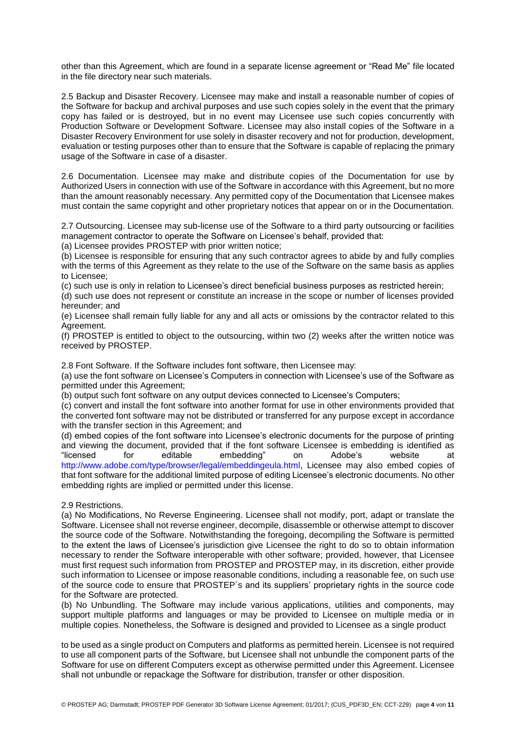other than this Agreement, which are found in a separate license agreement or "Read Me" file located in the file directory near such materials.

2.5 Backup and Disaster Recovery. Licensee may make and install a reasonable number of copies of the Software for backup and archival purposes and use such copies solely in the event that the primary copy has failed or is destroyed, but in no event may Licensee use such copies concurrently with Production Software or Development Software. Licensee may also install copies of the Software in a Disaster Recovery Environment for use solely in disaster recovery and not for production, development, evaluation or testing purposes other than to ensure that the Software is capable of replacing the primary usage of the Software in case of a disaster.

2.6 Documentation. Licensee may make and distribute copies of the Documentation for use by Authorized Users in connection with use of the Software in accordance with this Agreement, but no more than the amount reasonably necessary. Any permitted copy of the Documentation that Licensee makes must contain the same copyright and other proprietary notices that appear on or in the Documentation.

2.7 Outsourcing. Licensee may sub-license use of the Software to a third party outsourcing or facilities management contractor to operate the Software on Licensee's behalf, provided that:
(a) Licensee provides PROSTEP with prior written notice;
(b) Licensee is responsible for ensuring that any such contractor agrees to abide by and fully complies with the terms of this Agreement as they relate to the use of the Software on the same basis as applies to Licensee;
(c) such use is only in relation to Licensee's direct beneficial business purposes as restricted herein;
(d) such use does not represent or constitute an increase in the scope or number of licenses provided hereunder; and
(e) Licensee shall remain fully liable for any and all acts or omissions by the contractor related to this Agreement.
(f) PROSTEP is entitled to object to the outsourcing, within two (2) weeks after the written notice was received by PROSTEP.

2.8 Font Software. If the Software includes font software, then Licensee may:
(a) use the font software on Licensee's Computers in connection with Licensee's use of the Software as permitted under this Agreement;
(b) output such font software on any output devices connected to Licensee's Computers;
(c) convert and install the font software into another format for use in other environments provided that the converted font software may not be distributed or transferred for any purpose except in accordance with the transfer section in this Agreement; and
(d) embed copies of the font software into Licensee's electronic documents for the purpose of printing and viewing the document, provided that if the font software Licensee is embedding is identified as "licensed for editable embedding" on Adobe's website at http://www.adobe.com/type/browser/legal/embeddingeula.html, Licensee may also embed copies of that font software for the additional limited purpose of editing Licensee's electronic documents. No other embedding rights are implied or permitted under this license.

2.9 Restrictions.
(a) No Modifications, No Reverse Engineering. Licensee shall not modify, port, adapt or translate the Software. Licensee shall not reverse engineer, decompile, disassemble or otherwise attempt to discover the source code of the Software. Notwithstanding the foregoing, decompiling the Software is permitted to the extent the laws of Licensee's jurisdiction give Licensee the right to do so to obtain information necessary to render the Software interoperable with other software; provided, however, that Licensee must first request such information from PROSTEP and PROSTEP may, in its discretion, either provide such information to Licensee or impose reasonable conditions, including a reasonable fee, on such use of the source code to ensure that PROSTEP´s and its suppliers' proprietary rights in the source code for the Software are protected.
(b) No Unbundling. The Software may include various applications, utilities and components, may support multiple platforms and languages or may be provided to Licensee on multiple media or in multiple copies. Nonetheless, the Software is designed and provided to Licensee as a single product to be used as a single product on Computers and platforms as permitted herein. Licensee is not required to use all component parts of the Software, but Licensee shall not unbundle the component parts of the Software for use on different Computers except as otherwise permitted under this Agreement. Licensee shall not unbundle or repackage the Software for distribution, transfer or other disposition.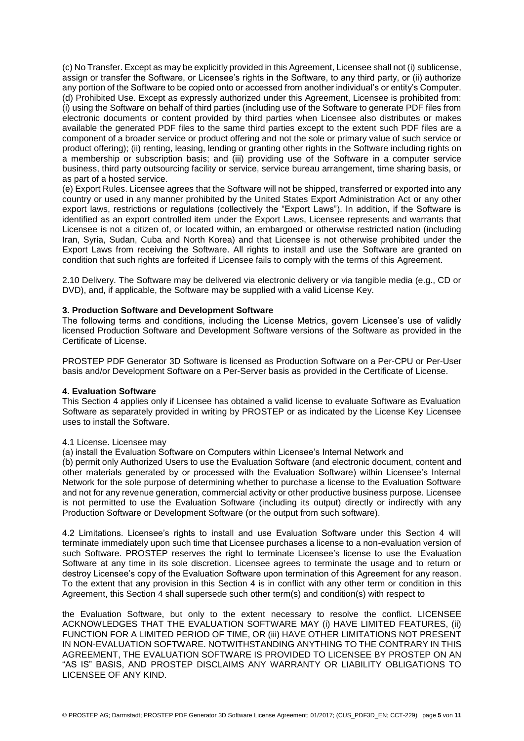(c) No Transfer. Except as may be explicitly provided in this Agreement, Licensee shall not (i) sublicense, assign or transfer the Software, or Licensee's rights in the Software, to any third party, or (ii) authorize any portion of the Software to be copied onto or accessed from another individual's or entity's Computer.

(d) Prohibited Use. Except as expressly authorized under this Agreement, Licensee is prohibited from: (i) using the Software on behalf of third parties (including use of the Software to generate PDF files from electronic documents or content provided by third parties when Licensee also distributes or makes available the generated PDF files to the same third parties except to the extent such PDF files are a component of a broader service or product offering and not the sole or primary value of such service or product offering); (ii) renting, leasing, lending or granting other rights in the Software including rights on a membership or subscription basis; and (iii) providing use of the Software in a computer service business, third party outsourcing facility or service, service bureau arrangement, time sharing basis, or as part of a hosted service.

(e) Export Rules. Licensee agrees that the Software will not be shipped, transferred or exported into any country or used in any manner prohibited by the United States Export Administration Act or any other export laws, restrictions or regulations (collectively the "Export Laws"). In addition, if the Software is identified as an export controlled item under the Export Laws, Licensee represents and warrants that Licensee is not a citizen of, or located within, an embargoed or otherwise restricted nation (including Iran, Syria, Sudan, Cuba and North Korea) and that Licensee is not otherwise prohibited under the Export Laws from receiving the Software. All rights to install and use the Software are granted on condition that such rights are forfeited if Licensee fails to comply with the terms of this Agreement.

2.10 Delivery. The Software may be delivered via electronic delivery or via tangible media (e.g., CD or DVD), and, if applicable, the Software may be supplied with a valid License Key.

**3. Production Software and Development Software**

The following terms and conditions, including the License Metrics, govern Licensee's use of validly licensed Production Software and Development Software versions of the Software as provided in the Certificate of License.

PROSTEP PDF Generator 3D Software is licensed as Production Software on a Per-CPU or Per-User basis and/or Development Software on a Per-Server basis as provided in the Certificate of License.

**4. Evaluation Software**

This Section 4 applies only if Licensee has obtained a valid license to evaluate Software as Evaluation Software as separately provided in writing by PROSTEP or as indicated by the License Key Licensee uses to install the Software.

4.1 License. Licensee may

(a) install the Evaluation Software on Computers within Licensee's Internal Network and

(b) permit only Authorized Users to use the Evaluation Software (and electronic document, content and other materials generated by or processed with the Evaluation Software) within Licensee's Internal Network for the sole purpose of determining whether to purchase a license to the Evaluation Software and not for any revenue generation, commercial activity or other productive business purpose. Licensee is not permitted to use the Evaluation Software (including its output) directly or indirectly with any Production Software or Development Software (or the output from such software).

4.2 Limitations. Licensee's rights to install and use Evaluation Software under this Section 4 will terminate immediately upon such time that Licensee purchases a license to a non-evaluation version of such Software. PROSTEP reserves the right to terminate Licensee's license to use the Evaluation Software at any time in its sole discretion. Licensee agrees to terminate the usage and to return or destroy Licensee's copy of the Evaluation Software upon termination of this Agreement for any reason. To the extent that any provision in this Section 4 is in conflict with any other term or condition in this Agreement, this Section 4 shall supersede such other term(s) and condition(s) with respect to

the Evaluation Software, but only to the extent necessary to resolve the conflict. LICENSEE ACKNOWLEDGES THAT THE EVALUATION SOFTWARE MAY (i) HAVE LIMITED FEATURES, (ii) FUNCTION FOR A LIMITED PERIOD OF TIME, OR (iii) HAVE OTHER LIMITATIONS NOT PRESENT IN NON-EVALUATION SOFTWARE. NOTWITHSTANDING ANYTHING TO THE CONTRARY IN THIS AGREEMENT, THE EVALUATION SOFTWARE IS PROVIDED TO LICENSEE BY PROSTEP ON AN "AS IS" BASIS, AND PROSTEP DISCLAIMS ANY WARRANTY OR LIABILITY OBLIGATIONS TO LICENSEE OF ANY KIND.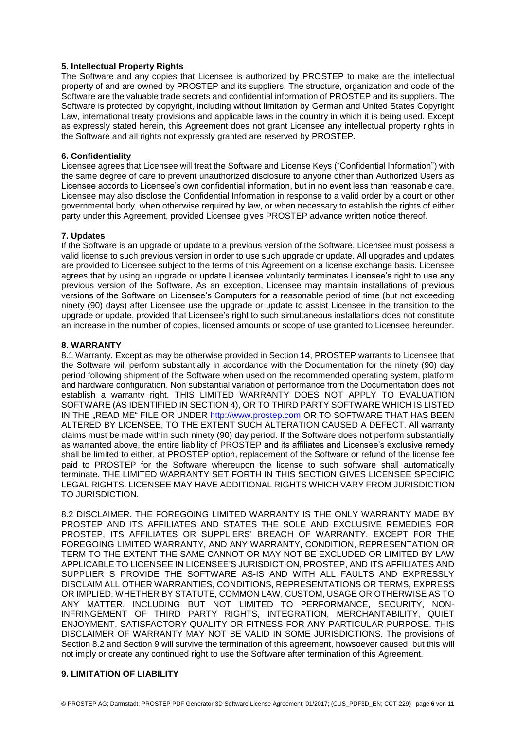**5. Intellectual Property Rights**

The Software and any copies that Licensee is authorized by PROSTEP to make are the intellectual property of and are owned by PROSTEP and its suppliers. The structure, organization and code of the Software are the valuable trade secrets and confidential information of PROSTEP and its suppliers. The Software is protected by copyright, including without limitation by German and United States Copyright Law, international treaty provisions and applicable laws in the country in which it is being used. Except as expressly stated herein, this Agreement does not grant Licensee any intellectual property rights in the Software and all rights not expressly granted are reserved by PROSTEP.

**6. Confidentiality**

Licensee agrees that Licensee will treat the Software and License Keys ("Confidential Information") with the same degree of care to prevent unauthorized disclosure to anyone other than Authorized Users as Licensee accords to Licensee's own confidential information, but in no event less than reasonable care. Licensee may also disclose the Confidential Information in response to a valid order by a court or other governmental body, when otherwise required by law, or when necessary to establish the rights of either party under this Agreement, provided Licensee gives PROSTEP advance written notice thereof.

**7. Updates**

If the Software is an upgrade or update to a previous version of the Software, Licensee must possess a valid license to such previous version in order to use such upgrade or update. All upgrades and updates are provided to Licensee subject to the terms of this Agreement on a license exchange basis. Licensee agrees that by using an upgrade or update Licensee voluntarily terminates Licensee's right to use any previous version of the Software. As an exception, Licensee may maintain installations of previous versions of the Software on Licensee's Computers for a reasonable period of time (but not exceeding ninety (90) days) after Licensee use the upgrade or update to assist Licensee in the transition to the upgrade or update, provided that Licensee's right to such simultaneous installations does not constitute an increase in the number of copies, licensed amounts or scope of use granted to Licensee hereunder.

**8. WARRANTY**

8.1 Warranty. Except as may be otherwise provided in Section 14, PROSTEP warrants to Licensee that the Software will perform substantially in accordance with the Documentation for the ninety (90) day period following shipment of the Software when used on the recommended operating system, platform and hardware configuration. Non substantial variation of performance from the Documentation does not establish a warranty right. THIS LIMITED WARRANTY DOES NOT APPLY TO EVALUATION SOFTWARE (AS IDENTIFIED IN SECTION 4), OR TO THIRD PARTY SOFTWARE WHICH IS LISTED IN THE „READ ME" FILE OR UNDER http://www.prostep.com OR TO SOFTWARE THAT HAS BEEN ALTERED BY LICENSEE, TO THE EXTENT SUCH ALTERATION CAUSED A DEFECT. All warranty claims must be made within such ninety (90) day period. If the Software does not perform substantially as warranted above, the entire liability of PROSTEP and its affiliates and Licensee's exclusive remedy shall be limited to either, at PROSTEP option, replacement of the Software or refund of the license fee paid to PROSTEP for the Software whereupon the license to such software shall automatically terminate. THE LIMITED WARRANTY SET FORTH IN THIS SECTION GIVES LICENSEE SPECIFIC LEGAL RIGHTS. LICENSEE MAY HAVE ADDITIONAL RIGHTS WHICH VARY FROM JURISDICTION TO JURISDICTION.

8.2 DISCLAIMER. THE FOREGOING LIMITED WARRANTY IS THE ONLY WARRANTY MADE BY PROSTEP AND ITS AFFILIATES AND STATES THE SOLE AND EXCLUSIVE REMEDIES FOR PROSTEP, ITS AFFILIATES OR SUPPLIERS' BREACH OF WARRANTY. EXCEPT FOR THE FOREGOING LIMITED WARRANTY, AND ANY WARRANTY, CONDITION, REPRESENTATION OR TERM TO THE EXTENT THE SAME CANNOT OR MAY NOT BE EXCLUDED OR LIMITED BY LAW APPLICABLE TO LICENSEE IN LICENSEE'S JURISDICTION, PROSTEP, AND ITS AFFILIATES AND SUPPLIER S PROVIDE THE SOFTWARE AS-IS AND WITH ALL FAULTS AND EXPRESSLY DISCLAIM ALL OTHER WARRANTIES, CONDITIONS, REPRESENTATIONS OR TERMS, EXPRESS OR IMPLIED, WHETHER BY STATUTE, COMMON LAW, CUSTOM, USAGE OR OTHERWISE AS TO ANY MATTER, INCLUDING BUT NOT LIMITED TO PERFORMANCE, SECURITY, NON-INFRINGEMENT OF THIRD PARTY RIGHTS, INTEGRATION, MERCHANTABILITY, QUIET ENJOYMENT, SATISFACTORY QUALITY OR FITNESS FOR ANY PARTICULAR PURPOSE. THIS DISCLAIMER OF WARRANTY MAY NOT BE VALID IN SOME JURISDICTIONS. The provisions of Section 8.2 and Section 9 will survive the termination of this agreement, howsoever caused, but this will not imply or create any continued right to use the Software after termination of this Agreement.

**9. LIMITATION OF LIABILITY**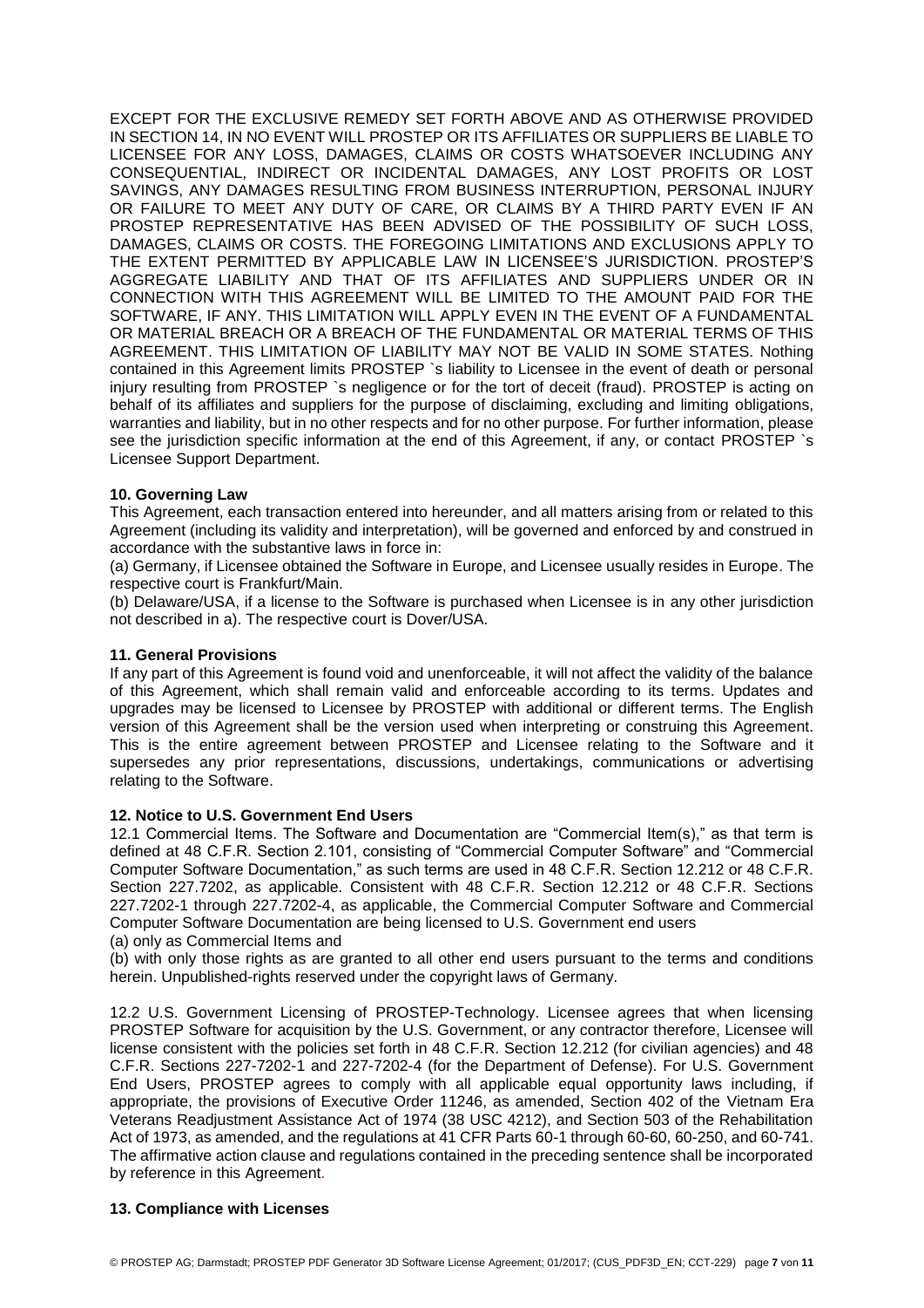EXCEPT FOR THE EXCLUSIVE REMEDY SET FORTH ABOVE AND AS OTHERWISE PROVIDED IN SECTION 14, IN NO EVENT WILL PROSTEP OR ITS AFFILIATES OR SUPPLIERS BE LIABLE TO LICENSEE FOR ANY LOSS, DAMAGES, CLAIMS OR COSTS WHATSOEVER INCLUDING ANY CONSEQUENTIAL, INDIRECT OR INCIDENTAL DAMAGES, ANY LOST PROFITS OR LOST SAVINGS, ANY DAMAGES RESULTING FROM BUSINESS INTERRUPTION, PERSONAL INJURY OR FAILURE TO MEET ANY DUTY OF CARE, OR CLAIMS BY A THIRD PARTY EVEN IF AN PROSTEP REPRESENTATIVE HAS BEEN ADVISED OF THE POSSIBILITY OF SUCH LOSS, DAMAGES, CLAIMS OR COSTS. THE FOREGOING LIMITATIONS AND EXCLUSIONS APPLY TO THE EXTENT PERMITTED BY APPLICABLE LAW IN LICENSEE'S JURISDICTION. PROSTEP'S AGGREGATE LIABILITY AND THAT OF ITS AFFILIATES AND SUPPLIERS UNDER OR IN CONNECTION WITH THIS AGREEMENT WILL BE LIMITED TO THE AMOUNT PAID FOR THE SOFTWARE, IF ANY. THIS LIMITATION WILL APPLY EVEN IN THE EVENT OF A FUNDAMENTAL OR MATERIAL BREACH OR A BREACH OF THE FUNDAMENTAL OR MATERIAL TERMS OF THIS AGREEMENT. THIS LIMITATION OF LIABILITY MAY NOT BE VALID IN SOME STATES. Nothing contained in this Agreement limits PROSTEP `s liability to Licensee in the event of death or personal injury resulting from PROSTEP `s negligence or for the tort of deceit (fraud). PROSTEP is acting on behalf of its affiliates and suppliers for the purpose of disclaiming, excluding and limiting obligations, warranties and liability, but in no other respects and for no other purpose. For further information, please see the jurisdiction specific information at the end of this Agreement, if any, or contact PROSTEP `s Licensee Support Department.

**10. Governing Law**

This Agreement, each transaction entered into hereunder, and all matters arising from or related to this Agreement (including its validity and interpretation), will be governed and enforced by and construed in accordance with the substantive laws in force in:

(a) Germany, if Licensee obtained the Software in Europe, and Licensee usually resides in Europe. The respective court is Frankfurt/Main.

(b) Delaware/USA, if a license to the Software is purchased when Licensee is in any other jurisdiction not described in a). The respective court is Dover/USA.

**11. General Provisions**

If any part of this Agreement is found void and unenforceable, it will not affect the validity of the balance of this Agreement, which shall remain valid and enforceable according to its terms. Updates and upgrades may be licensed to Licensee by PROSTEP with additional or different terms. The English version of this Agreement shall be the version used when interpreting or construing this Agreement. This is the entire agreement between PROSTEP and Licensee relating to the Software and it supersedes any prior representations, discussions, undertakings, communications or advertising relating to the Software.

**12. Notice to U.S. Government End Users**

12.1 Commercial Items. The Software and Documentation are "Commercial Item(s)," as that term is defined at 48 C.F.R. Section 2.101, consisting of "Commercial Computer Software" and "Commercial Computer Software Documentation," as such terms are used in 48 C.F.R. Section 12.212 or 48 C.F.R. Section 227.7202, as applicable. Consistent with 48 C.F.R. Section 12.212 or 48 C.F.R. Sections 227.7202-1 through 227.7202-4, as applicable, the Commercial Computer Software and Commercial Computer Software Documentation are being licensed to U.S. Government end users

(a) only as Commercial Items and

(b) with only those rights as are granted to all other end users pursuant to the terms and conditions herein. Unpublished-rights reserved under the copyright laws of Germany.

12.2 U.S. Government Licensing of PROSTEP-Technology. Licensee agrees that when licensing PROSTEP Software for acquisition by the U.S. Government, or any contractor therefore, Licensee will license consistent with the policies set forth in 48 C.F.R. Section 12.212 (for civilian agencies) and 48 C.F.R. Sections 227-7202-1 and 227-7202-4 (for the Department of Defense). For U.S. Government End Users, PROSTEP agrees to comply with all applicable equal opportunity laws including, if appropriate, the provisions of Executive Order 11246, as amended, Section 402 of the Vietnam Era Veterans Readjustment Assistance Act of 1974 (38 USC 4212), and Section 503 of the Rehabilitation Act of 1973, as amended, and the regulations at 41 CFR Parts 60-1 through 60-60, 60-250, and 60-741. The affirmative action clause and regulations contained in the preceding sentence shall be incorporated by reference in this Agreement.

**13. Compliance with Licenses**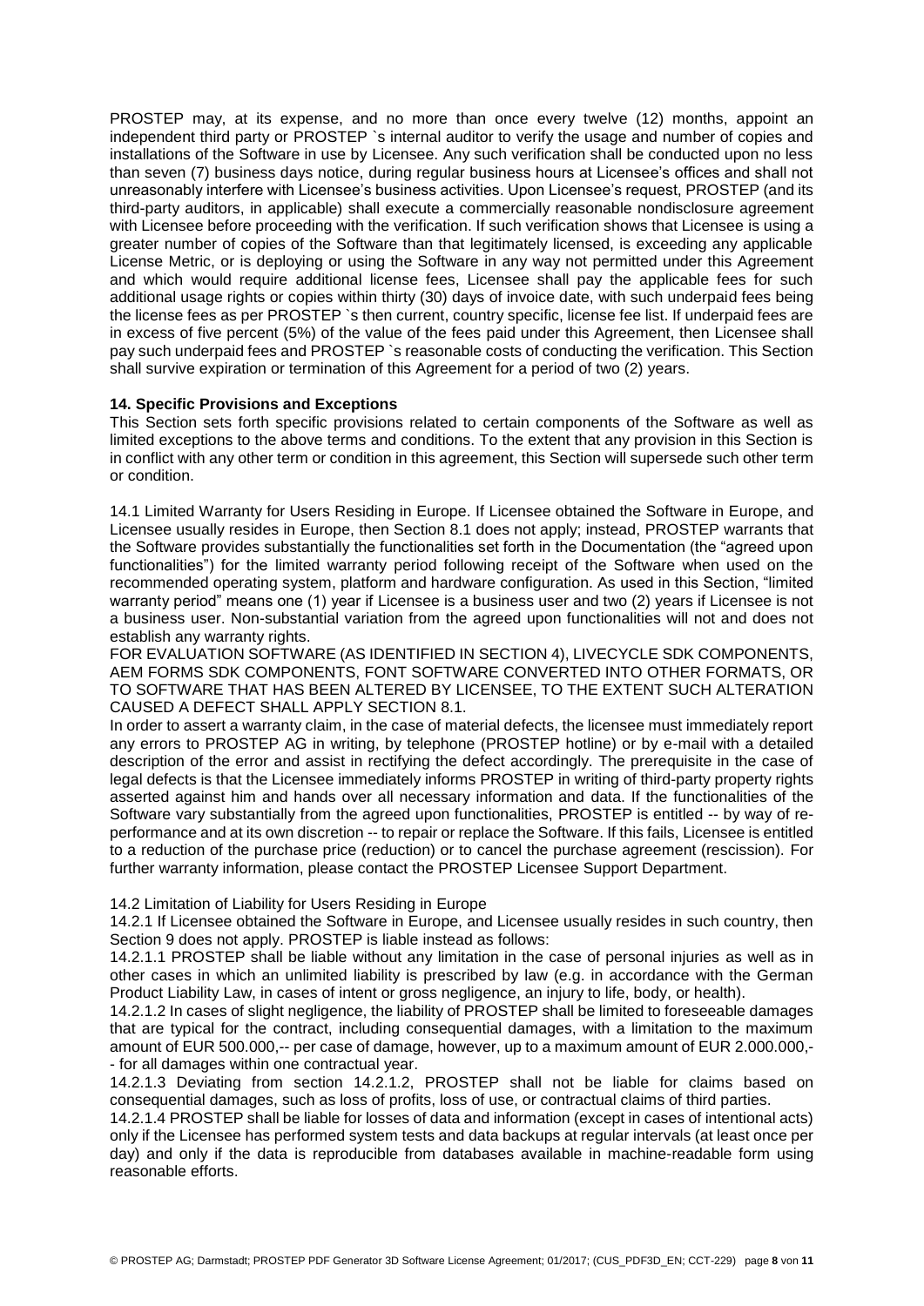PROSTEP may, at its expense, and no more than once every twelve (12) months, appoint an independent third party or PROSTEP `s internal auditor to verify the usage and number of copies and installations of the Software in use by Licensee. Any such verification shall be conducted upon no less than seven (7) business days notice, during regular business hours at Licensee's offices and shall not unreasonably interfere with Licensee's business activities. Upon Licensee's request, PROSTEP (and its third-party auditors, in applicable) shall execute a commercially reasonable nondisclosure agreement with Licensee before proceeding with the verification. If such verification shows that Licensee is using a greater number of copies of the Software than that legitimately licensed, is exceeding any applicable License Metric, or is deploying or using the Software in any way not permitted under this Agreement and which would require additional license fees, Licensee shall pay the applicable fees for such additional usage rights or copies within thirty (30) days of invoice date, with such underpaid fees being the license fees as per PROSTEP `s then current, country specific, license fee list. If underpaid fees are in excess of five percent (5%) of the value of the fees paid under this Agreement, then Licensee shall pay such underpaid fees and PROSTEP `s reasonable costs of conducting the verification. This Section shall survive expiration or termination of this Agreement for a period of two (2) years.

**14. Specific Provisions and Exceptions**

This Section sets forth specific provisions related to certain components of the Software as well as limited exceptions to the above terms and conditions. To the extent that any provision in this Section is in conflict with any other term or condition in this agreement, this Section will supersede such other term or condition.

14.1 Limited Warranty for Users Residing in Europe. If Licensee obtained the Software in Europe, and Licensee usually resides in Europe, then Section 8.1 does not apply; instead, PROSTEP warrants that the Software provides substantially the functionalities set forth in the Documentation (the "agreed upon functionalities") for the limited warranty period following receipt of the Software when used on the recommended operating system, platform and hardware configuration. As used in this Section, "limited warranty period" means one (1) year if Licensee is a business user and two (2) years if Licensee is not a business user. Non-substantial variation from the agreed upon functionalities will not and does not establish any warranty rights.

FOR EVALUATION SOFTWARE (AS IDENTIFIED IN SECTION 4), LIVECYCLE SDK COMPONENTS, AEM FORMS SDK COMPONENTS, FONT SOFTWARE CONVERTED INTO OTHER FORMATS, OR TO SOFTWARE THAT HAS BEEN ALTERED BY LICENSEE, TO THE EXTENT SUCH ALTERATION CAUSED A DEFECT SHALL APPLY SECTION 8.1.

In order to assert a warranty claim, in the case of material defects, the licensee must immediately report any errors to PROSTEP AG in writing, by telephone (PROSTEP hotline) or by e-mail with a detailed description of the error and assist in rectifying the defect accordingly. The prerequisite in the case of legal defects is that the Licensee immediately informs PROSTEP in writing of third-party property rights asserted against him and hands over all necessary information and data. If the functionalities of the Software vary substantially from the agreed upon functionalities, PROSTEP is entitled -- by way of re-performance and at its own discretion -- to repair or replace the Software. If this fails, Licensee is entitled to a reduction of the purchase price (reduction) or to cancel the purchase agreement (rescission). For further warranty information, please contact the PROSTEP Licensee Support Department.

14.2 Limitation of Liability for Users Residing in Europe

14.2.1 If Licensee obtained the Software in Europe, and Licensee usually resides in such country, then Section 9 does not apply. PROSTEP is liable instead as follows:

14.2.1.1 PROSTEP shall be liable without any limitation in the case of personal injuries as well as in other cases in which an unlimited liability is prescribed by law (e.g. in accordance with the German Product Liability Law, in cases of intent or gross negligence, an injury to life, body, or health).

14.2.1.2 In cases of slight negligence, the liability of PROSTEP shall be limited to foreseeable damages that are typical for the contract, including consequential damages, with a limitation to the maximum amount of EUR 500.000,-- per case of damage, however, up to a maximum amount of EUR 2.000.000,-- for all damages within one contractual year.

14.2.1.3 Deviating from section 14.2.1.2, PROSTEP shall not be liable for claims based on consequential damages, such as loss of profits, loss of use, or contractual claims of third parties.

14.2.1.4 PROSTEP shall be liable for losses of data and information (except in cases of intentional acts) only if the Licensee has performed system tests and data backups at regular intervals (at least once per day) and only if the data is reproducible from databases available in machine-readable form using reasonable efforts.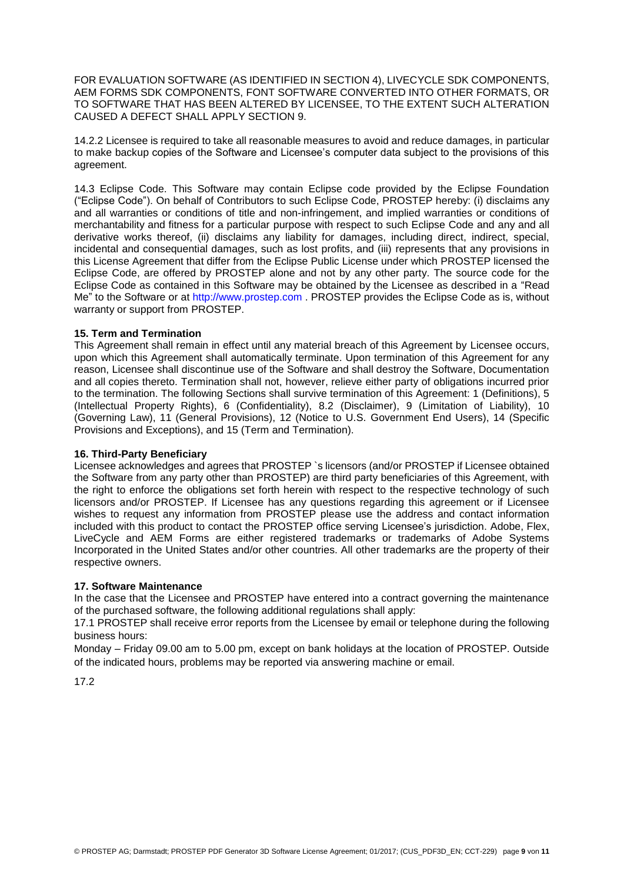FOR EVALUATION SOFTWARE (AS IDENTIFIED IN SECTION 4), LIVECYCLE SDK COMPONENTS, AEM FORMS SDK COMPONENTS, FONT SOFTWARE CONVERTED INTO OTHER FORMATS, OR TO SOFTWARE THAT HAS BEEN ALTERED BY LICENSEE, TO THE EXTENT SUCH ALTERATION CAUSED A DEFECT SHALL APPLY SECTION 9.

14.2.2 Licensee is required to take all reasonable measures to avoid and reduce damages, in particular to make backup copies of the Software and Licensee's computer data subject to the provisions of this agreement.

14.3 Eclipse Code. This Software may contain Eclipse code provided by the Eclipse Foundation ("Eclipse Code"). On behalf of Contributors to such Eclipse Code, PROSTEP hereby: (i) disclaims any and all warranties or conditions of title and non-infringement, and implied warranties or conditions of merchantability and fitness for a particular purpose with respect to such Eclipse Code and any and all derivative works thereof, (ii) disclaims any liability for damages, including direct, indirect, special, incidental and consequential damages, such as lost profits, and (iii) represents that any provisions in this License Agreement that differ from the Eclipse Public License under which PROSTEP licensed the Eclipse Code, are offered by PROSTEP alone and not by any other party. The source code for the Eclipse Code as contained in this Software may be obtained by the Licensee as described in a "Read Me" to the Software or at http://www.prostep.com . PROSTEP provides the Eclipse Code as is, without warranty or support from PROSTEP.

**15. Term and Termination**

This Agreement shall remain in effect until any material breach of this Agreement by Licensee occurs, upon which this Agreement shall automatically terminate. Upon termination of this Agreement for any reason, Licensee shall discontinue use of the Software and shall destroy the Software, Documentation and all copies thereto. Termination shall not, however, relieve either party of obligations incurred prior to the termination. The following Sections shall survive termination of this Agreement: 1 (Definitions), 5 (Intellectual Property Rights), 6 (Confidentiality), 8.2 (Disclaimer), 9 (Limitation of Liability), 10 (Governing Law), 11 (General Provisions), 12 (Notice to U.S. Government End Users), 14 (Specific Provisions and Exceptions), and 15 (Term and Termination).

**16. Third-Party Beneficiary**

Licensee acknowledges and agrees that PROSTEP `s licensors (and/or PROSTEP if Licensee obtained the Software from any party other than PROSTEP) are third party beneficiaries of this Agreement, with the right to enforce the obligations set forth herein with respect to the respective technology of such licensors and/or PROSTEP. If Licensee has any questions regarding this agreement or if Licensee wishes to request any information from PROSTEP please use the address and contact information included with this product to contact the PROSTEP office serving Licensee's jurisdiction. Adobe, Flex, LiveCycle and AEM Forms are either registered trademarks or trademarks of Adobe Systems Incorporated in the United States and/or other countries. All other trademarks are the property of their respective owners.

**17. Software Maintenance**

In the case that the Licensee and PROSTEP have entered into a contract governing the maintenance of the purchased software, the following additional regulations shall apply:

17.1 PROSTEP shall receive error reports from the Licensee by email or telephone during the following business hours:

Monday – Friday 09.00 am to 5.00 pm, except on bank holidays at the location of PROSTEP. Outside of the indicated hours, problems may be reported via answering machine or email.

17.2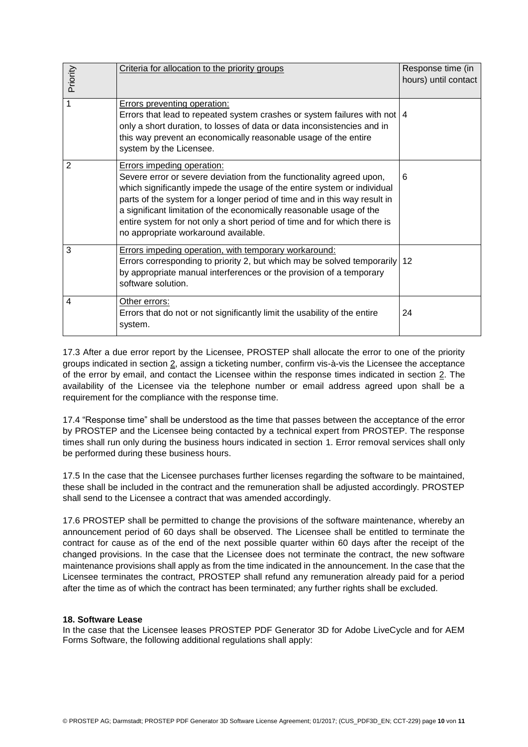| Priority | Criteria for allocation to the priority groups | Response time (in hours) until contact |
|---|---|---|
| 1 | Errors preventing operation:<br>Errors that lead to repeated system crashes or system failures with not only a short duration, to losses of data or data inconsistencies and in this way prevent an economically reasonable usage of the entire system by the Licensee. | 4 |
| 2 | Errors impeding operation:<br>Severe error or severe deviation from the functionality agreed upon, which significantly impede the usage of the entire system or individual parts of the system for a longer period of time and in this way result in a significant limitation of the economically reasonable usage of the entire system for not only a short period of time and for which there is no appropriate workaround available. | 6 |
| 3 | Errors impeding operation, with temporary workaround:<br>Errors corresponding to priority 2, but which may be solved temporarily by appropriate manual interferences or the provision of a temporary software solution. | 12 |
| 4 | Other errors:<br>Errors that do not or not significantly limit the usability of the entire system. | 24 |

17.3 After a due error report by the Licensee, PROSTEP shall allocate the error to one of the priority groups indicated in section 2, assign a ticketing number, confirm vis-à-vis the Licensee the acceptance of the error by email, and contact the Licensee within the response times indicated in section 2. The availability of the Licensee via the telephone number or email address agreed upon shall be a requirement for the compliance with the response time.

17.4 "Response time" shall be understood as the time that passes between the acceptance of the error by PROSTEP and the Licensee being contacted by a technical expert from PROSTEP. The response times shall run only during the business hours indicated in section 1. Error removal services shall only be performed during these business hours.

17.5 In the case that the Licensee purchases further licenses regarding the software to be maintained, these shall be included in the contract and the remuneration shall be adjusted accordingly. PROSTEP shall send to the Licensee a contract that was amended accordingly.

17.6 PROSTEP shall be permitted to change the provisions of the software maintenance, whereby an announcement period of 60 days shall be observed. The Licensee shall be entitled to terminate the contract for cause as of the end of the next possible quarter within 60 days after the receipt of the changed provisions. In the case that the Licensee does not terminate the contract, the new software maintenance provisions shall apply as from the time indicated in the announcement. In the case that the Licensee terminates the contract, PROSTEP shall refund any remuneration already paid for a period after the time as of which the contract has been terminated; any further rights shall be excluded.

**18. Software Lease**

In the case that the Licensee leases PROSTEP PDF Generator 3D for Adobe LiveCycle and for AEM Forms Software, the following additional regulations shall apply: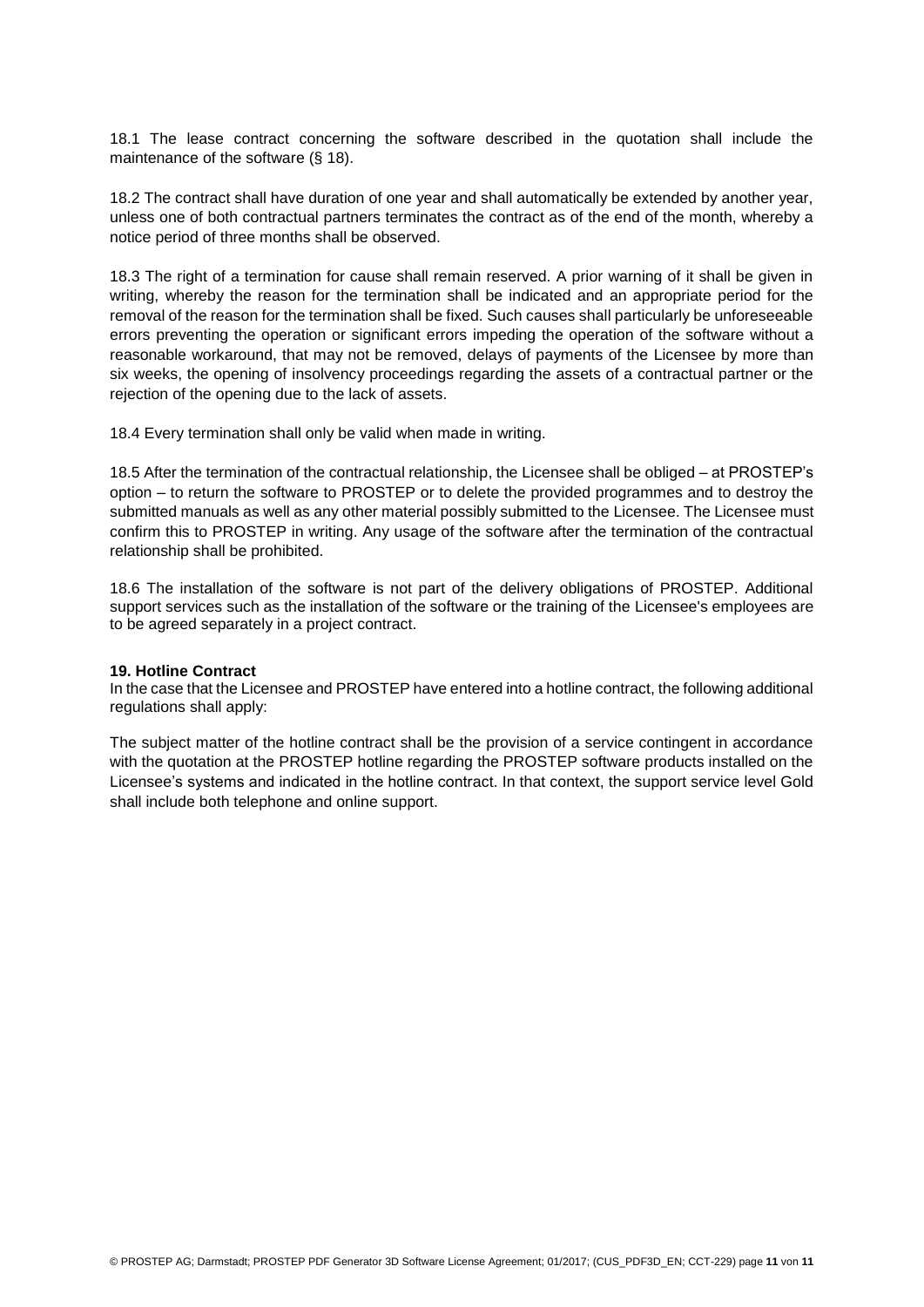18.1 The lease contract concerning the software described in the quotation shall include the maintenance of the software (§ 18).

18.2 The contract shall have duration of one year and shall automatically be extended by another year, unless one of both contractual partners terminates the contract as of the end of the month, whereby a notice period of three months shall be observed.

18.3 The right of a termination for cause shall remain reserved. A prior warning of it shall be given in writing, whereby the reason for the termination shall be indicated and an appropriate period for the removal of the reason for the termination shall be fixed. Such causes shall particularly be unforeseeable errors preventing the operation or significant errors impeding the operation of the software without a reasonable workaround, that may not be removed, delays of payments of the Licensee by more than six weeks, the opening of insolvency proceedings regarding the assets of a contractual partner or the rejection of the opening due to the lack of assets.

18.4 Every termination shall only be valid when made in writing.

18.5 After the termination of the contractual relationship, the Licensee shall be obliged – at PROSTEP's option – to return the software to PROSTEP or to delete the provided programmes and to destroy the submitted manuals as well as any other material possibly submitted to the Licensee. The Licensee must confirm this to PROSTEP in writing. Any usage of the software after the termination of the contractual relationship shall be prohibited.

18.6 The installation of the software is not part of the delivery obligations of PROSTEP. Additional support services such as the installation of the software or the training of the Licensee's employees are to be agreed separately in a project contract.

**19. Hotline Contract**

In the case that the Licensee and PROSTEP have entered into a hotline contract, the following additional regulations shall apply:

The subject matter of the hotline contract shall be the provision of a service contingent in accordance with the quotation at the PROSTEP hotline regarding the PROSTEP software products installed on the Licensee's systems and indicated in the hotline contract. In that context, the support service level Gold shall include both telephone and online support.